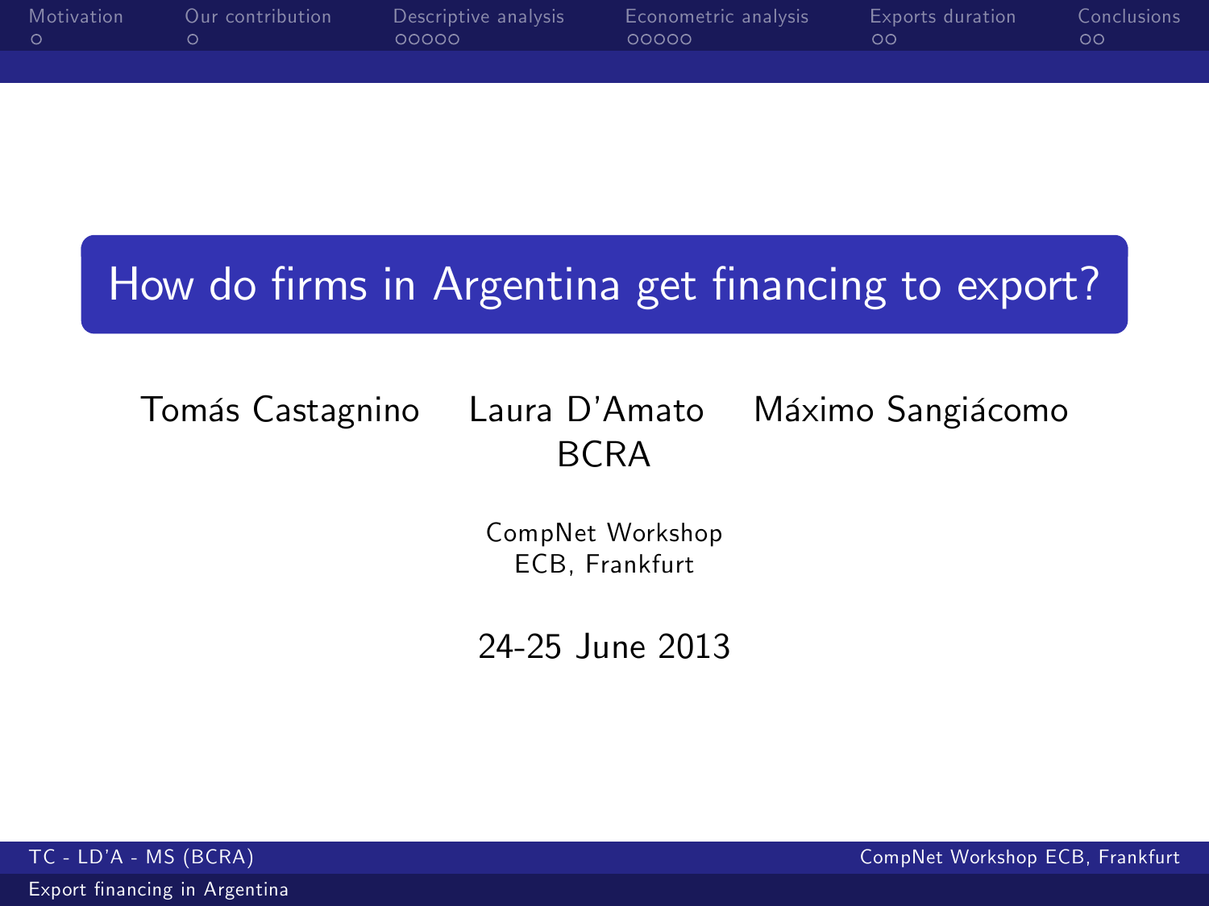# How do firms in Argentina get financing to export?

Tomás Castagnino Laura D'Amato Máximo Sangiácomo
BCRA

CompNet Workshop
ECB, Frankfurt

24-25 June 2013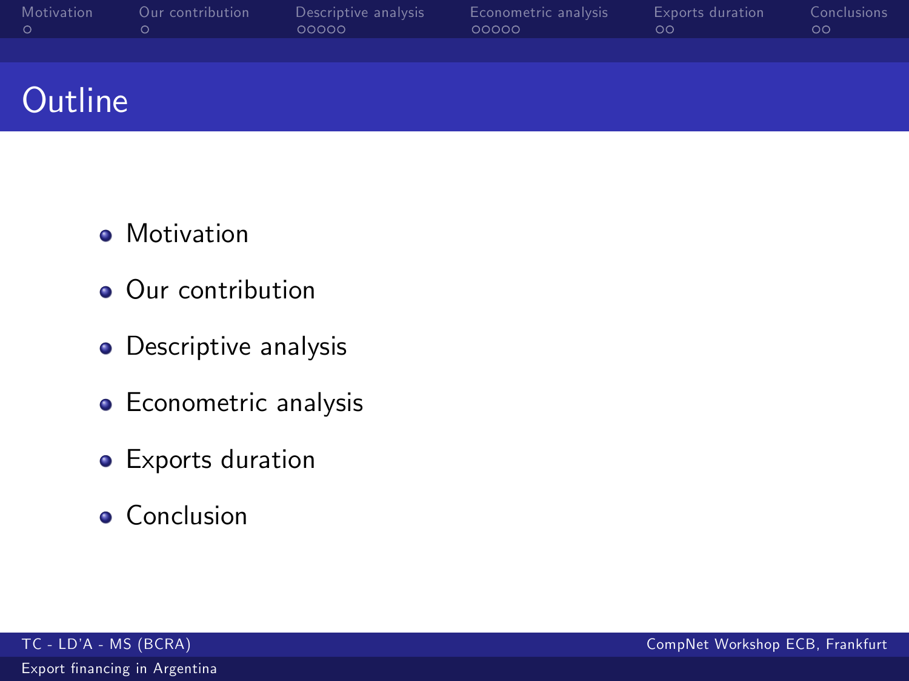# Outline

- Motivation
- Our contribution
- Descriptive analysis
- Econometric analysis
- Exports duration
- Conclusion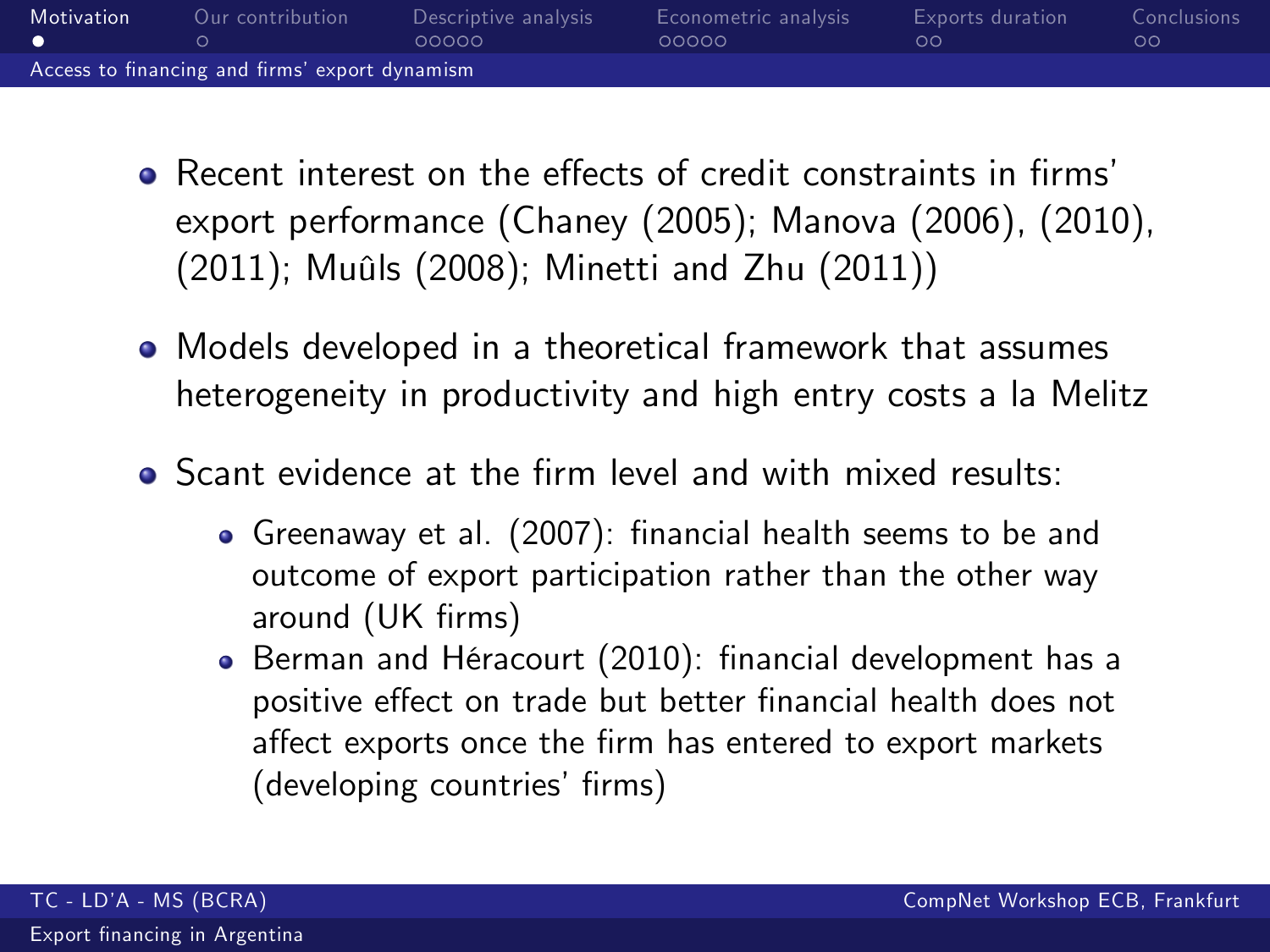## Access to financing and firms' export dynamism

- Recent interest on the effects of credit constraints in firms' export performance (Chaney (2005); Manova (2006), (2010), (2011); Muûls (2008); Minetti and Zhu (2011))
- Models developed in a theoretical framework that assumes heterogeneity in productivity and high entry costs a la Melitz
- Scant evidence at the firm level and with mixed results:
  - Greenaway et al. (2007): financial health seems to be and outcome of export participation rather than the other way around (UK firms)
  - Berman and Héracourt (2010): financial development has a positive effect on trade but better financial health does not affect exports once the firm has entered to export markets (developing countries' firms)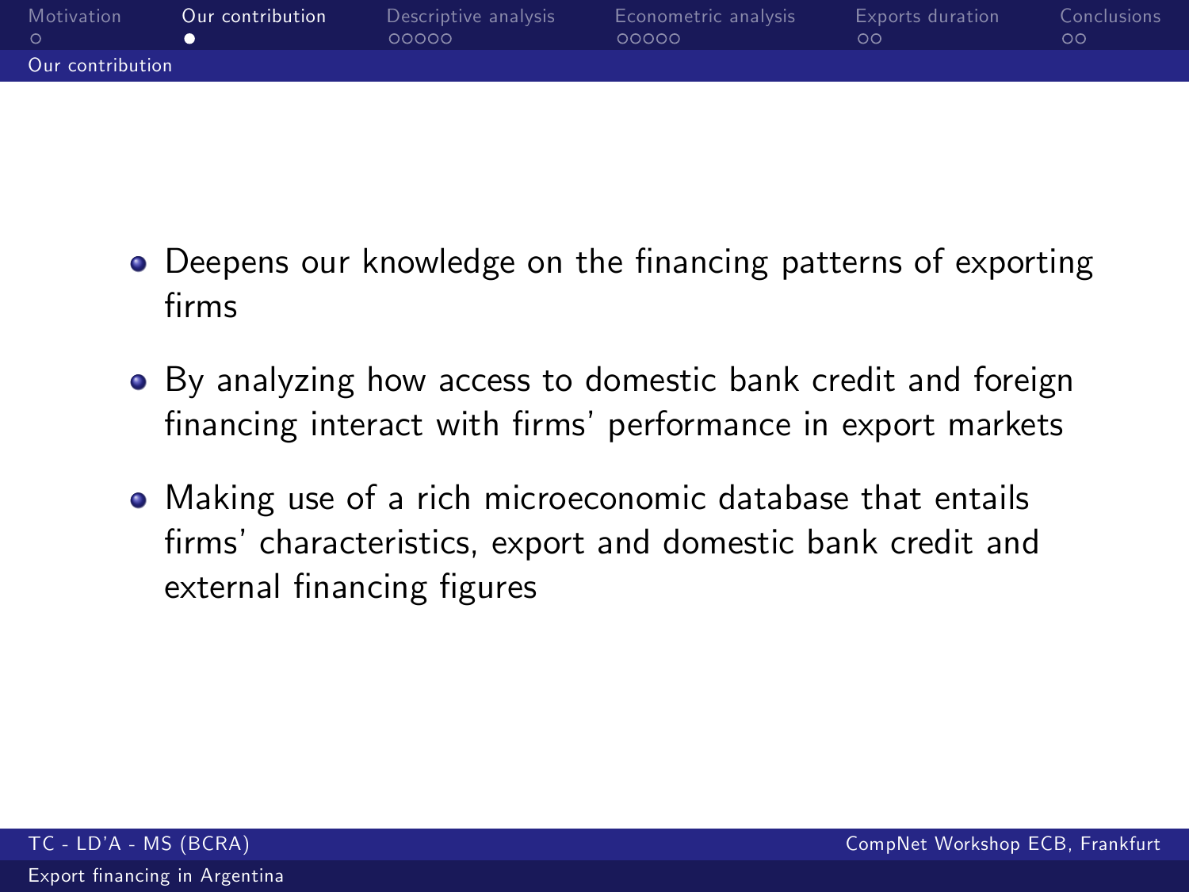## Our contribution

- Deepens our knowledge on the financing patterns of exporting firms
- By analyzing how access to domestic bank credit and foreign financing interact with firms' performance in export markets
- Making use of a rich microeconomic database that entails firms' characteristics, export and domestic bank credit and external financing figures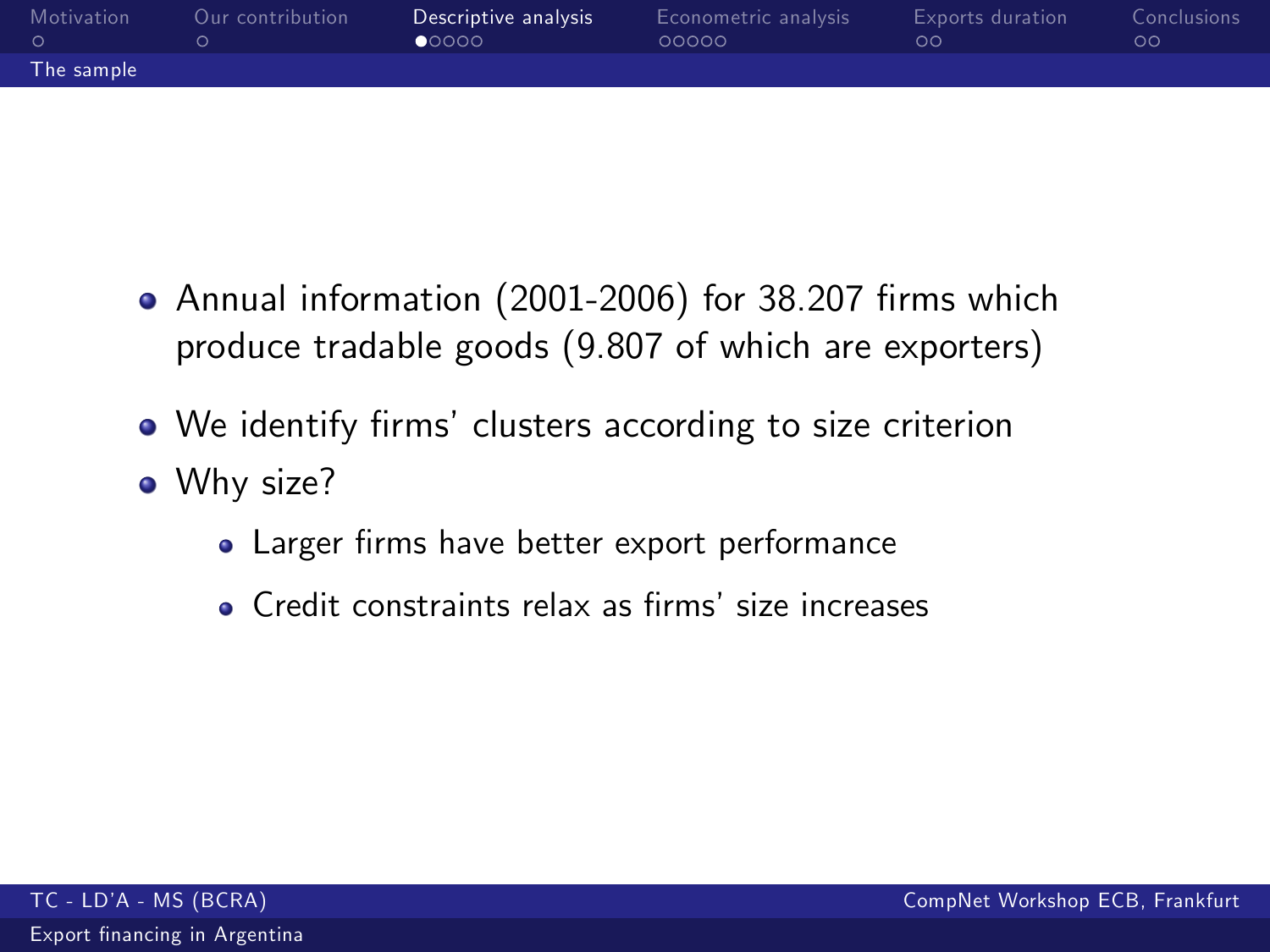## The sample

- Annual information (2001-2006) for 38.207 firms which produce tradable goods (9.807 of which are exporters)
- We identify firms' clusters according to size criterion
- Why size?
  - Larger firms have better export performance
  - Credit constraints relax as firms' size increases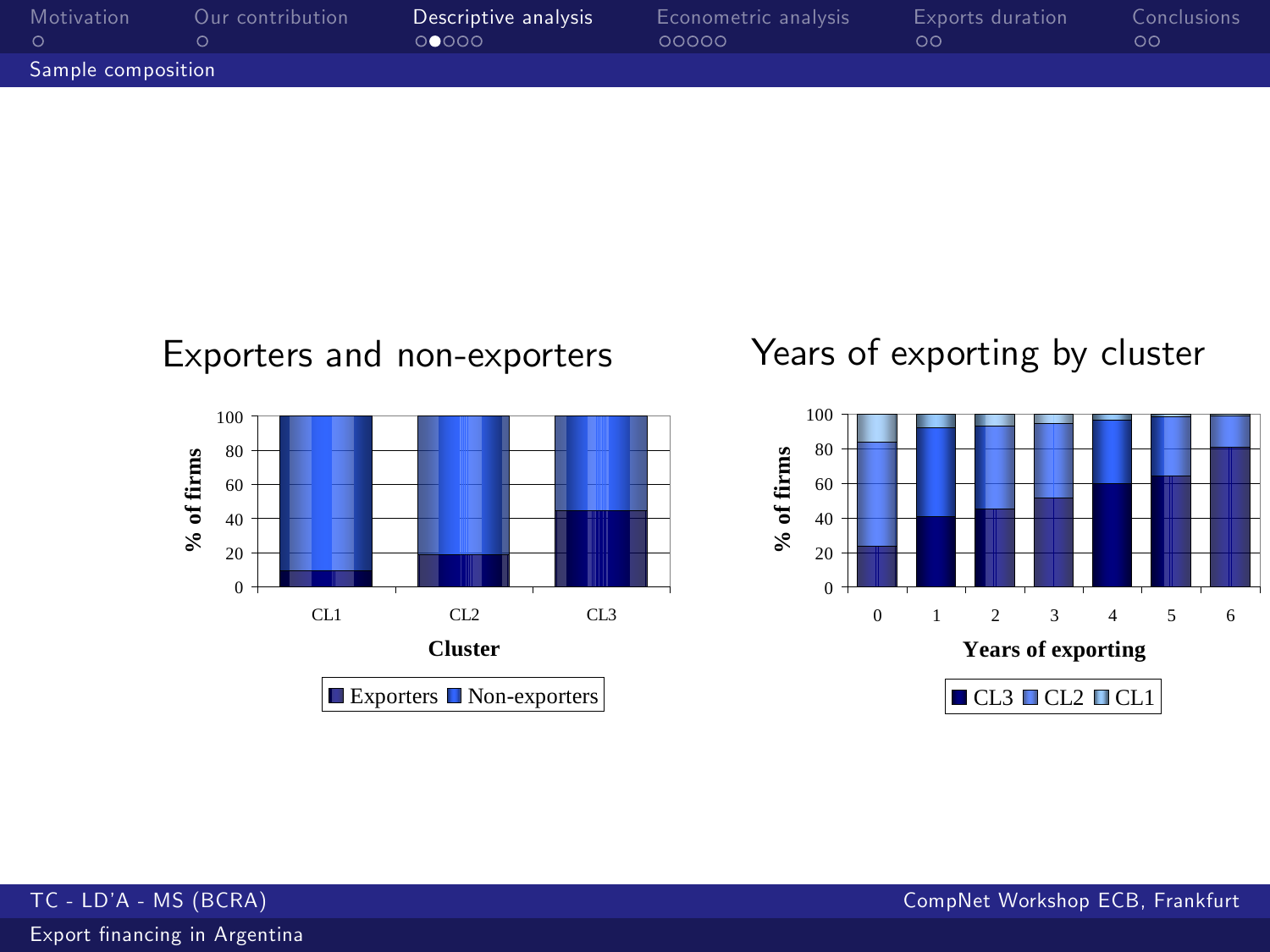## Sample composition

### Exporters and non-exporters

| Cluster | Exporters (% of firms) | Non-exporters (% of firms) |
|---|---|---|
| CL1 | ~10 | ~90 |
| CL2 | ~19 | ~81 |
| CL3 | ~45 | ~55 |

### Years of exporting by cluster

| Years of exporting | CL3 | CL2 | CL1 |
|---|---|---|---|
| 0 | ~24 | ~60 | ~16 |
| 1 | ~41 | ~51 | ~8 |
| 2 | ~45 | ~48 | ~7 |
| 3 | ~52 | ~43 | ~5 |
| 4 | ~60 | ~37 | ~3 |
| 5 | ~65 | ~34 | ~1 |
| 6 | ~81 | ~19 | ~0 |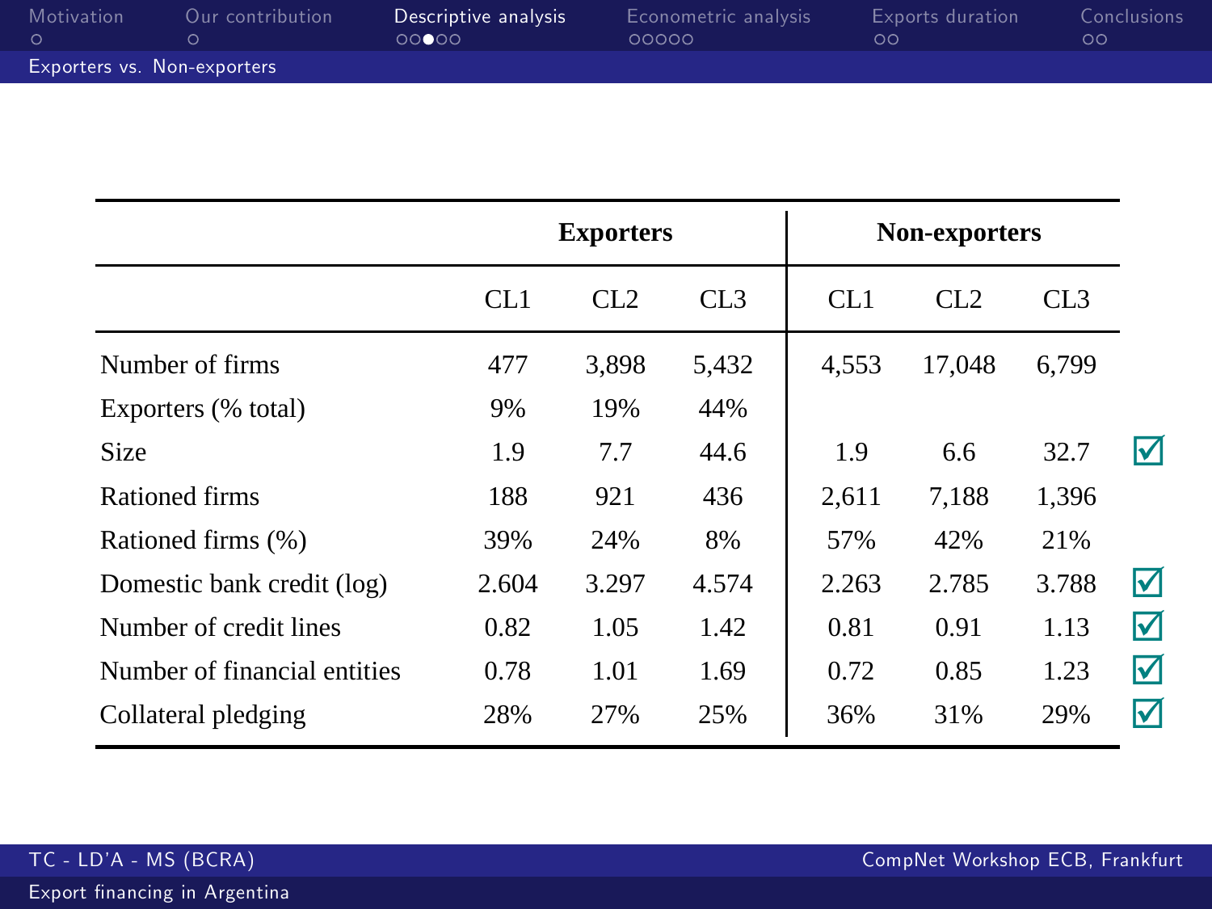## Exporters vs. Non-exporters

| | Exporters | | | Non-exporters | | | |
|---|---|---|---|---|---|---|---|
| | CL1 | CL2 | CL3 | CL1 | CL2 | CL3 | |
| Number of firms | 477 | 3,898 | 5,432 | 4,553 | 17,048 | 6,799 | |
| Exporters (% total) | 9% | 19% | 44% | | | | |
| Size | 1.9 | 7.7 | 44.6 | 1.9 | 6.6 | 32.7 | ☑ |
| Rationed firms | 188 | 921 | 436 | 2,611 | 7,188 | 1,396 | |
| Rationed firms (%) | 39% | 24% | 8% | 57% | 42% | 21% | |
| Domestic bank credit (log) | 2.604 | 3.297 | 4.574 | 2.263 | 2.785 | 3.788 | ☑ |
| Number of credit lines | 0.82 | 1.05 | 1.42 | 0.81 | 0.91 | 1.13 | ☑ |
| Number of financial entities | 0.78 | 1.01 | 1.69 | 0.72 | 0.85 | 1.23 | ☑ |
| Collateral pledging | 28% | 27% | 25% | 36% | 31% | 29% | ☑ |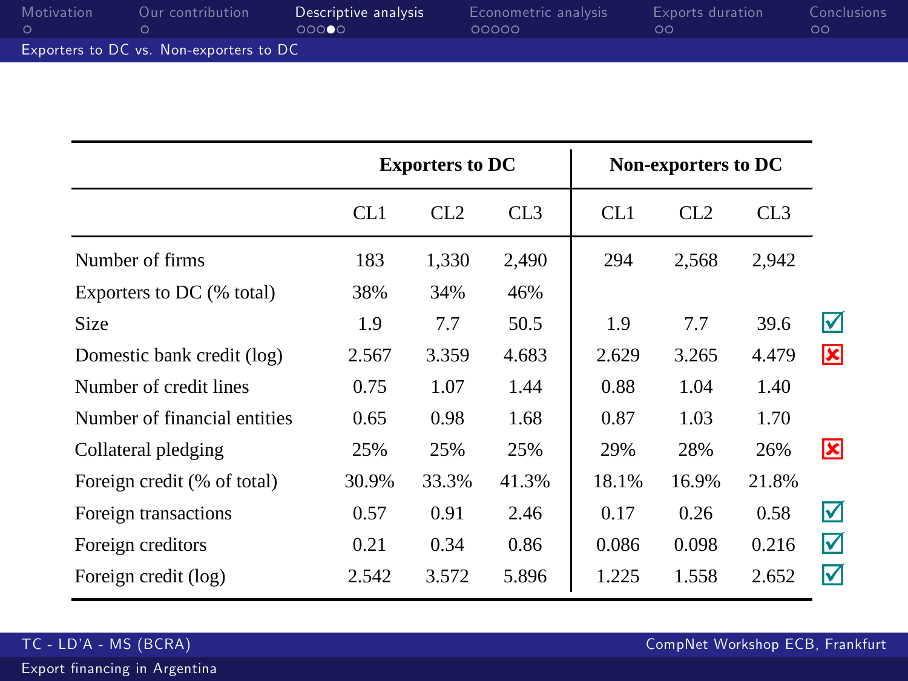## Exporters to DC vs. Non-exporters to DC

| | Exporters to DC | | | Non-exporters to DC | | | |
|---|---|---|---|---|---|---|---|
| | CL1 | CL2 | CL3 | CL1 | CL2 | CL3 | |
| Number of firms | 183 | 1,330 | 2,490 | 294 | 2,568 | 2,942 | |
| Exporters to DC (% total) | 38% | 34% | 46% | | | | |
| Size | 1.9 | 7.7 | 50.5 | 1.9 | 7.7 | 39.6 | ☑ |
| Domestic bank credit (log) | 2.567 | 3.359 | 4.683 | 2.629 | 3.265 | 4.479 | ☒ |
| Number of credit lines | 0.75 | 1.07 | 1.44 | 0.88 | 1.04 | 1.40 | |
| Number of financial entities | 0.65 | 0.98 | 1.68 | 0.87 | 1.03 | 1.70 | |
| Collateral pledging | 25% | 25% | 25% | 29% | 28% | 26% | ☒ |
| Foreign credit (% of total) | 30.9% | 33.3% | 41.3% | 18.1% | 16.9% | 21.8% | |
| Foreign transactions | 0.57 | 0.91 | 2.46 | 0.17 | 0.26 | 0.58 | ☑ |
| Foreign creditors | 0.21 | 0.34 | 0.86 | 0.086 | 0.098 | 0.216 | ☑ |
| Foreign credit (log) | 2.542 | 3.572 | 5.896 | 1.225 | 1.558 | 2.652 | ☑ |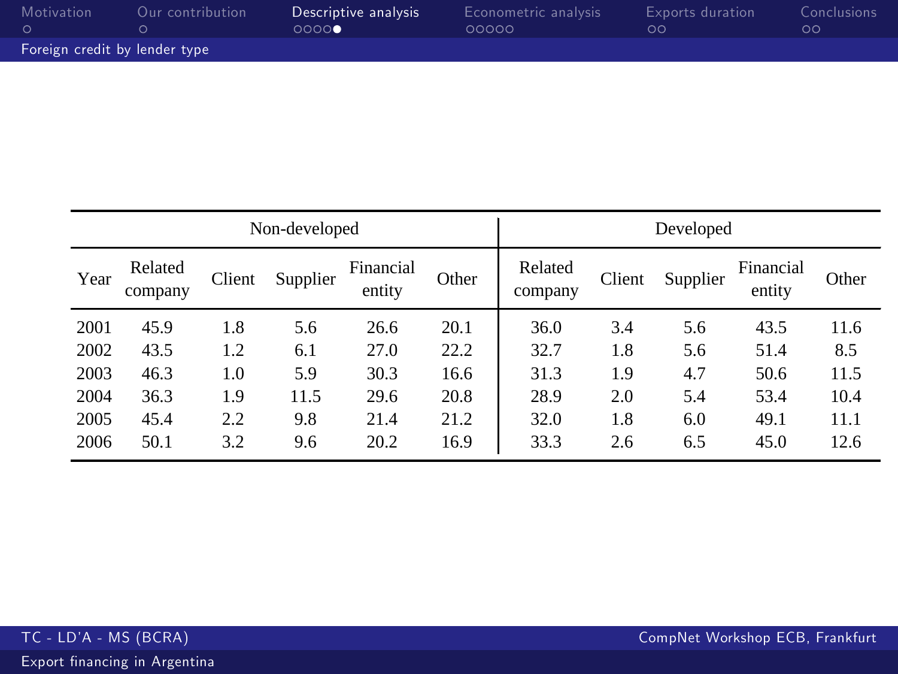## Foreign credit by lender type

| | Non-developed | | | | | Developed | | | | |
|---|---|---|---|---|---|---|---|---|---|---|
| Year | Related company | Client | Supplier | Financial entity | Other | Related company | Client | Supplier | Financial entity | Other |
| 2001 | 45.9 | 1.8 | 5.6 | 26.6 | 20.1 | 36.0 | 3.4 | 5.6 | 43.5 | 11.6 |
| 2002 | 43.5 | 1.2 | 6.1 | 27.0 | 22.2 | 32.7 | 1.8 | 5.6 | 51.4 | 8.5 |
| 2003 | 46.3 | 1.0 | 5.9 | 30.3 | 16.6 | 31.3 | 1.9 | 4.7 | 50.6 | 11.5 |
| 2004 | 36.3 | 1.9 | 11.5 | 29.6 | 20.8 | 28.9 | 2.0 | 5.4 | 53.4 | 10.4 |
| 2005 | 45.4 | 2.2 | 9.8 | 21.4 | 21.2 | 32.0 | 1.8 | 6.0 | 49.1 | 11.1 |
| 2006 | 50.1 | 3.2 | 9.6 | 20.2 | 16.9 | 33.3 | 2.6 | 6.5 | 45.0 | 12.6 |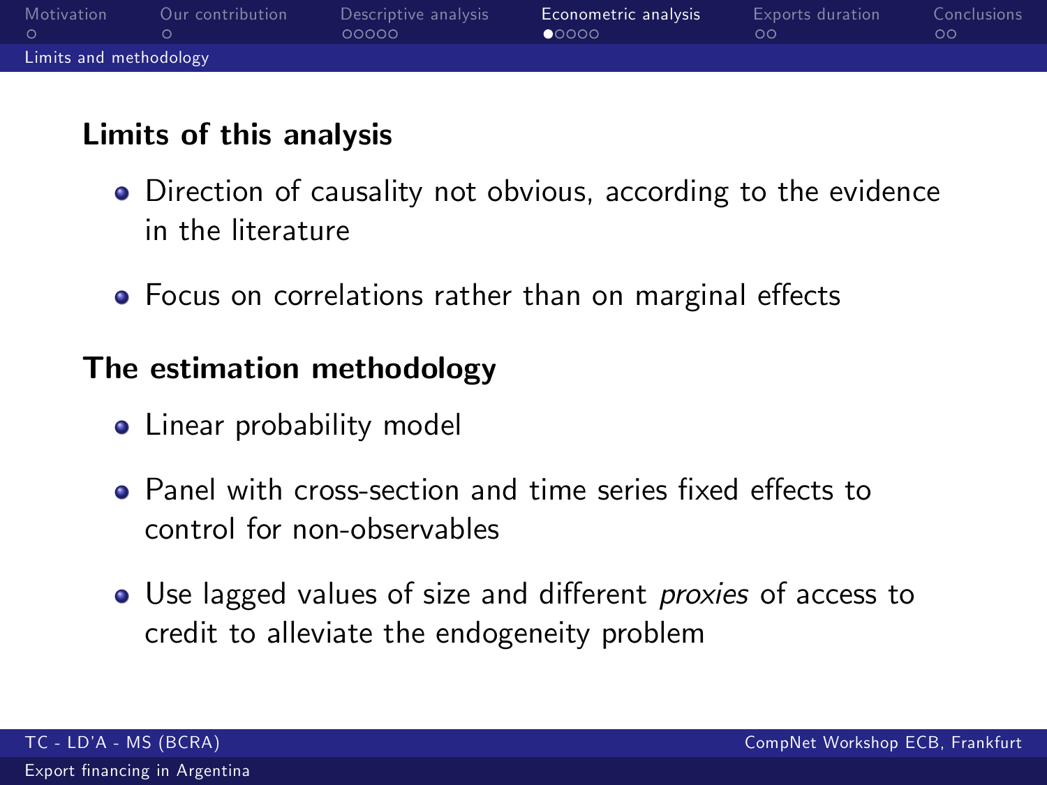## Limits of this analysis

- Direction of causality not obvious, according to the evidence in the literature
- Focus on correlations rather than on marginal effects

## The estimation methodology

- Linear probability model
- Panel with cross-section and time series fixed effects to control for non-observables
- Use lagged values of size and different *proxies* of access to credit to alleviate the endogeneity problem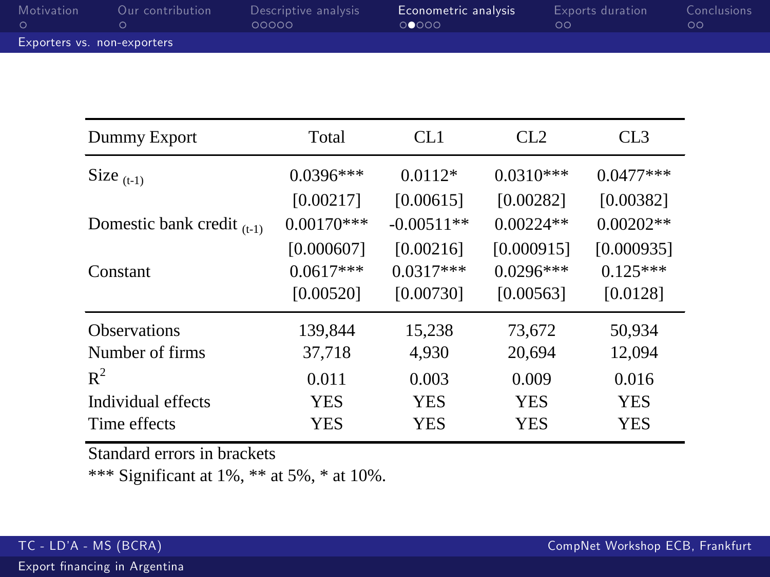## Exporters vs. non-exporters

| Dummy Export | Total | CL1 | CL2 | CL3 |
|---|---|---|---|---|
| Size $_{(t-1)}$ | 0.0396*** | 0.0112* | 0.0310*** | 0.0477*** |
| | [0.00217] | [0.00615] | [0.00282] | [0.00382] |
| Domestic bank credit $_{(t-1)}$ | 0.00170*** | -0.00511** | 0.00224** | 0.00202** |
| | [0.000607] | [0.00216] | [0.000915] | [0.000935] |
| Constant | 0.0617*** | 0.0317*** | 0.0296*** | 0.125*** |
| | [0.00520] | [0.00730] | [0.00563] | [0.0128] |
| Observations | 139,844 | 15,238 | 73,672 | 50,934 |
| Number of firms | 37,718 | 4,930 | 20,694 | 12,094 |
| $R^2$ | 0.011 | 0.003 | 0.009 | 0.016 |
| Individual effects | YES | YES | YES | YES |
| Time effects | YES | YES | YES | YES |

Standard errors in brackets

*** Significant at 1%, ** at 5%, * at 10%.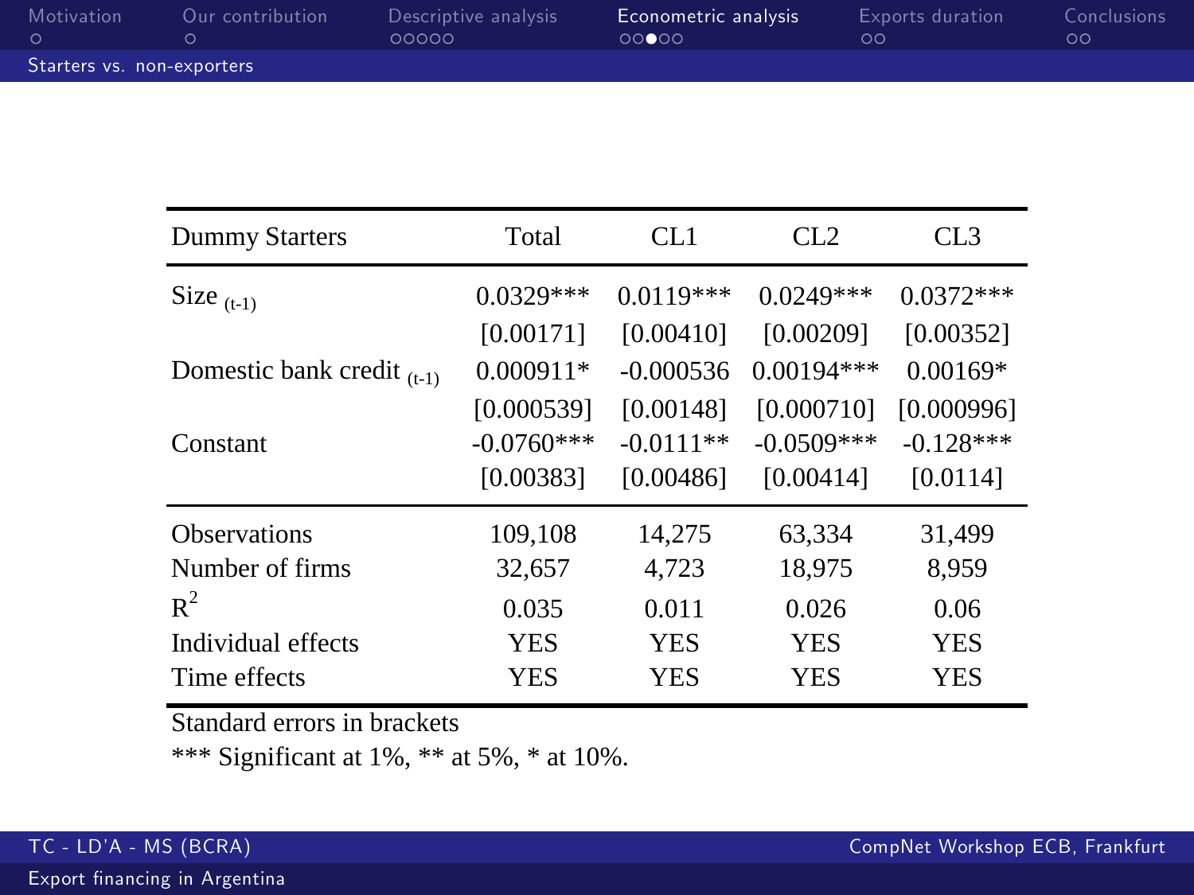## Starters vs. non-exporters

| Dummy Starters | Total | CL1 | CL2 | CL3 |
|---|---|---|---|---|
| Size $_{(t-1)}$ | 0.0329*** | 0.0119*** | 0.0249*** | 0.0372*** |
| | [0.00171] | [0.00410] | [0.00209] | [0.00352] |
| Domestic bank credit $_{(t-1)}$ | 0.000911* | -0.000536 | 0.00194*** | 0.00169* |
| | [0.000539] | [0.00148] | [0.000710] | [0.000996] |
| Constant | -0.0760*** | -0.0111** | -0.0509*** | -0.128*** |
| | [0.00383] | [0.00486] | [0.00414] | [0.0114] |
| Observations | 109,108 | 14,275 | 63,334 | 31,499 |
| Number of firms | 32,657 | 4,723 | 18,975 | 8,959 |
| $R^2$ | 0.035 | 0.011 | 0.026 | 0.06 |
| Individual effects | YES | YES | YES | YES |
| Time effects | YES | YES | YES | YES |

Standard errors in brackets

*** Significant at 1%, ** at 5%, * at 10%.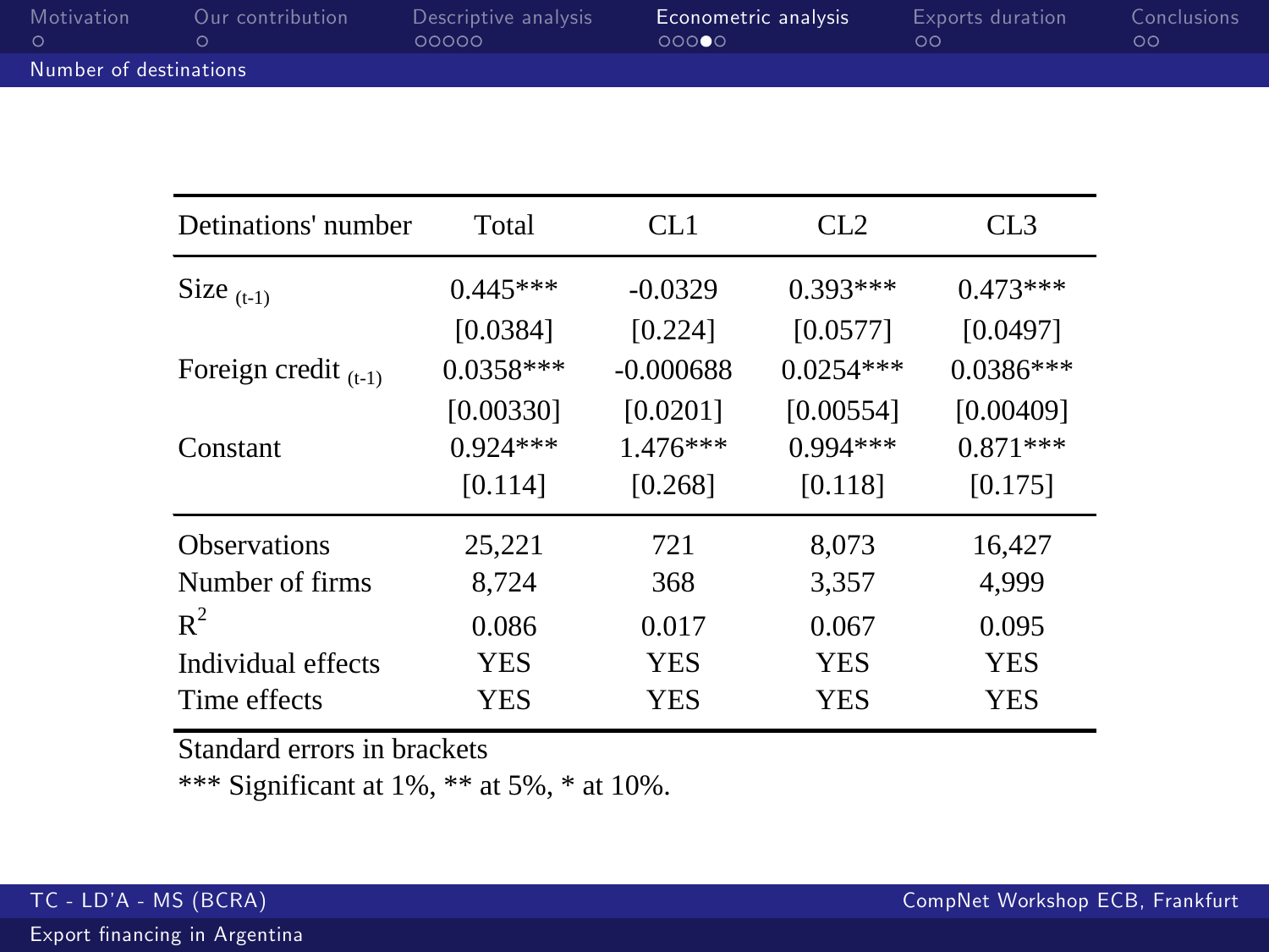## Number of destinations

| Detinations' number | Total | CL1 | CL2 | CL3 |
|---|---|---|---|---|
| Size $_{(t-1)}$ | 0.445*** | -0.0329 | 0.393*** | 0.473*** |
| | [0.0384] | [0.224] | [0.0577] | [0.0497] |
| Foreign credit $_{(t-1)}$ | 0.0358*** | -0.000688 | 0.0254*** | 0.0386*** |
| | [0.00330] | [0.0201] | [0.00554] | [0.00409] |
| Constant | 0.924*** | 1.476*** | 0.994*** | 0.871*** |
| | [0.114] | [0.268] | [0.118] | [0.175] |
| Observations | 25,221 | 721 | 8,073 | 16,427 |
| Number of firms | 8,724 | 368 | 3,357 | 4,999 |
| $R^2$ | 0.086 | 0.017 | 0.067 | 0.095 |
| Individual effects | YES | YES | YES | YES |
| Time effects | YES | YES | YES | YES |

Standard errors in brackets

*** Significant at 1%, ** at 5%, * at 10%.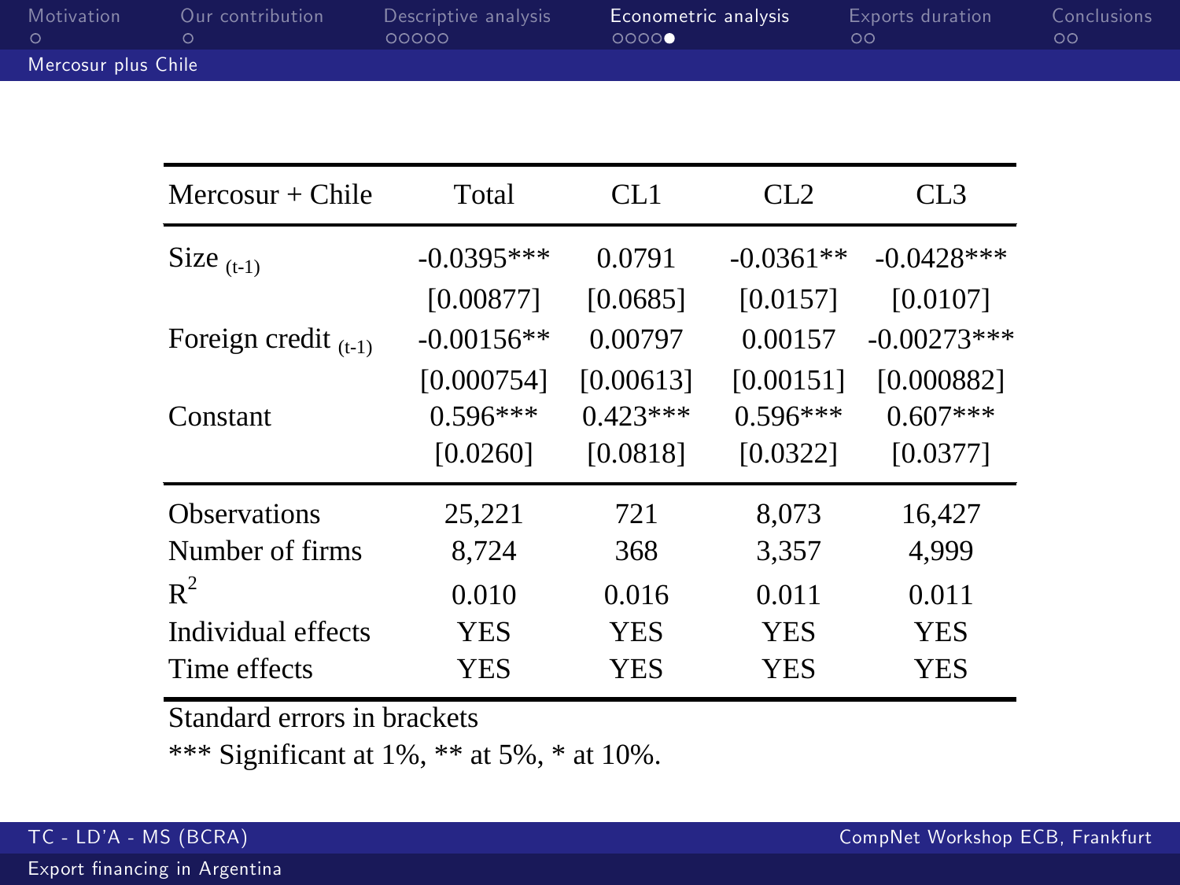## Mercosur plus Chile

| Mercosur + Chile | Total | CL1 | CL2 | CL3 |
|---|---|---|---|---|
| Size $_{(t-1)}$ | -0.0395*** | 0.0791 | -0.0361** | -0.0428*** |
| | [0.00877] | [0.0685] | [0.0157] | [0.0107] |
| Foreign credit $_{(t-1)}$ | -0.00156** | 0.00797 | 0.00157 | -0.00273*** |
| | [0.000754] | [0.00613] | [0.00151] | [0.000882] |
| Constant | 0.596*** | 0.423*** | 0.596*** | 0.607*** |
| | [0.0260] | [0.0818] | [0.0322] | [0.0377] |
| Observations | 25,221 | 721 | 8,073 | 16,427 |
| Number of firms | 8,724 | 368 | 3,357 | 4,999 |
| $R^2$ | 0.010 | 0.016 | 0.011 | 0.011 |
| Individual effects | YES | YES | YES | YES |
| Time effects | YES | YES | YES | YES |

Standard errors in brackets

*** Significant at 1%, ** at 5%, * at 10%.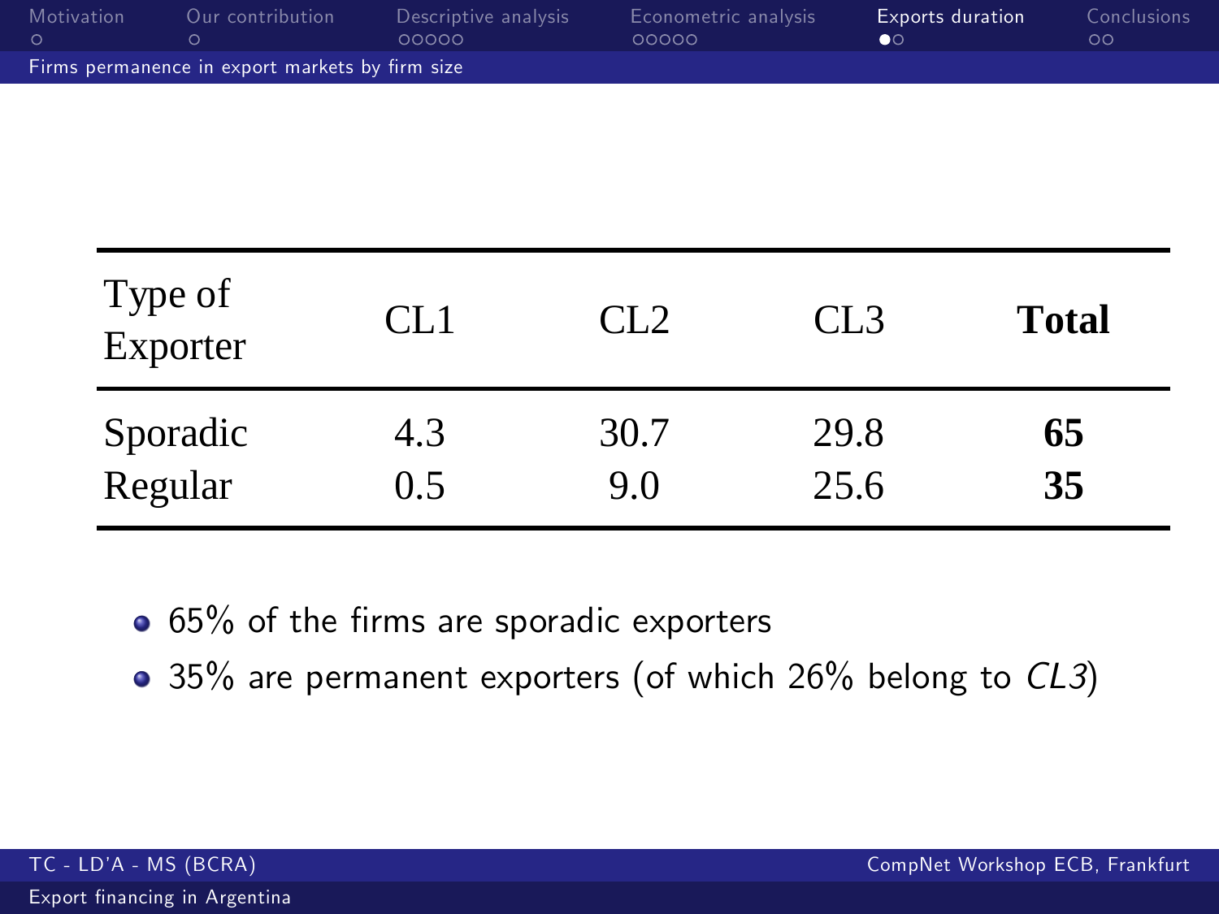## Firms permanence in export markets by firm size

| Type of Exporter | CL1 | CL2 | CL3 | **Total** |
|---|---|---|---|---|
| Sporadic | 4.3 | 30.7 | 29.8 | **65** |
| Regular | 0.5 | 9.0 | 25.6 | **35** |

- 65% of the firms are sporadic exporters
- 35% are permanent exporters (of which 26% belong to *CL3*)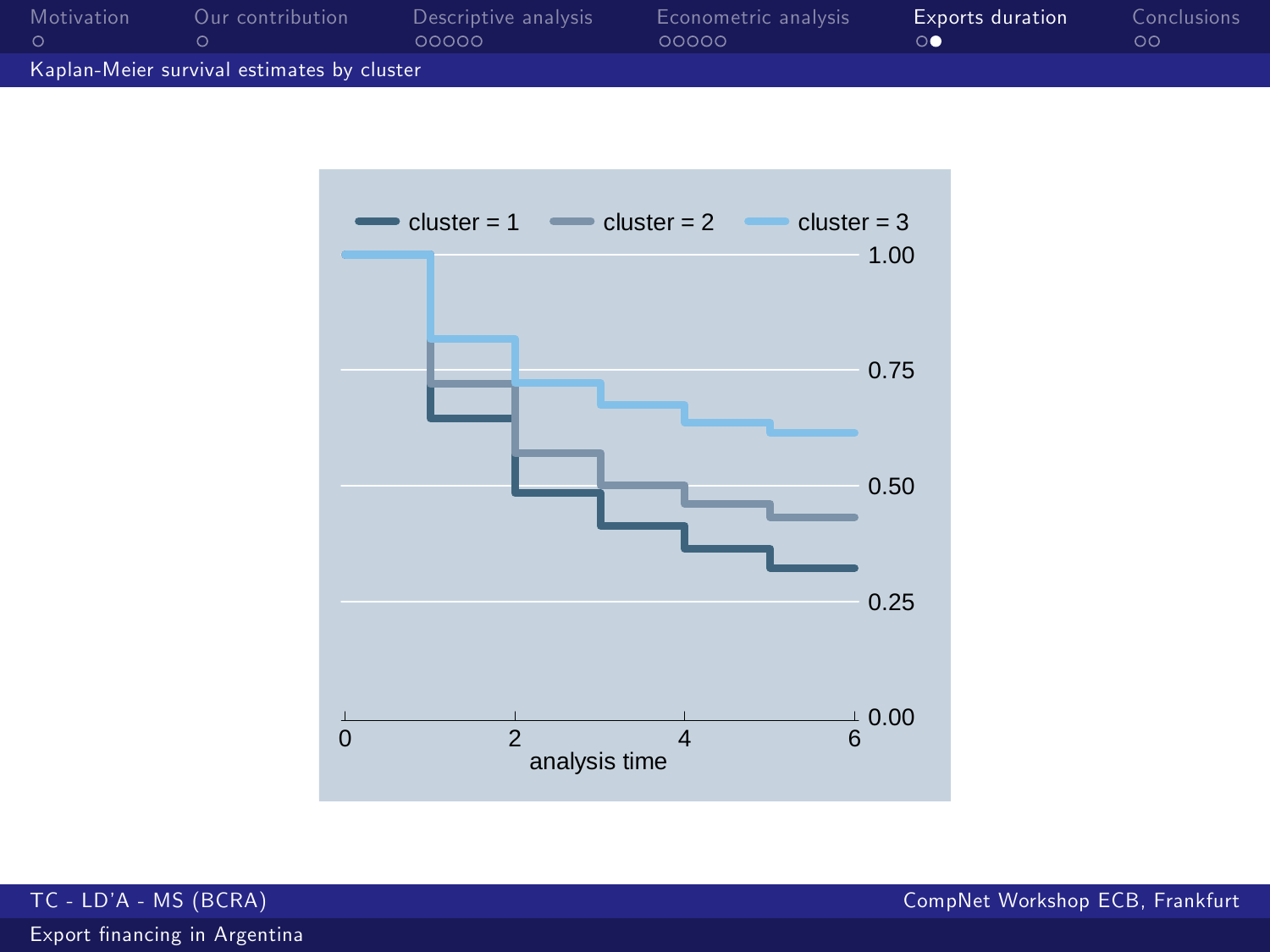## Kaplan-Meier survival estimates by cluster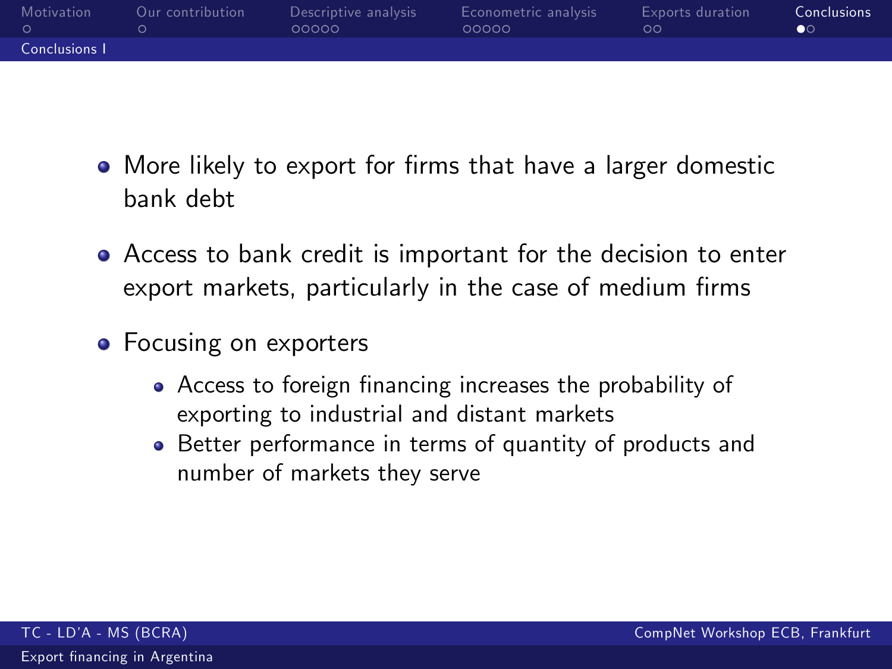## Conclusions I

- More likely to export for firms that have a larger domestic bank debt
- Access to bank credit is important for the decision to enter export markets, particularly in the case of medium firms
- Focusing on exporters
  - Access to foreign financing increases the probability of exporting to industrial and distant markets
  - Better performance in terms of quantity of products and number of markets they serve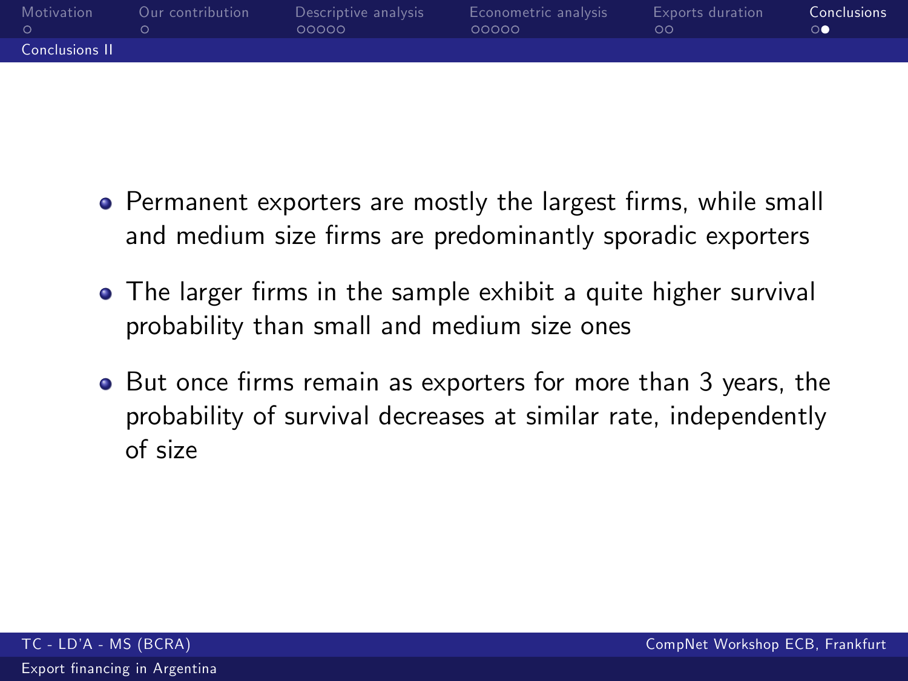## Conclusions II

- Permanent exporters are mostly the largest firms, while small and medium size firms are predominantly sporadic exporters
- The larger firms in the sample exhibit a quite higher survival probability than small and medium size ones
- But once firms remain as exporters for more than 3 years, the probability of survival decreases at similar rate, independently of size